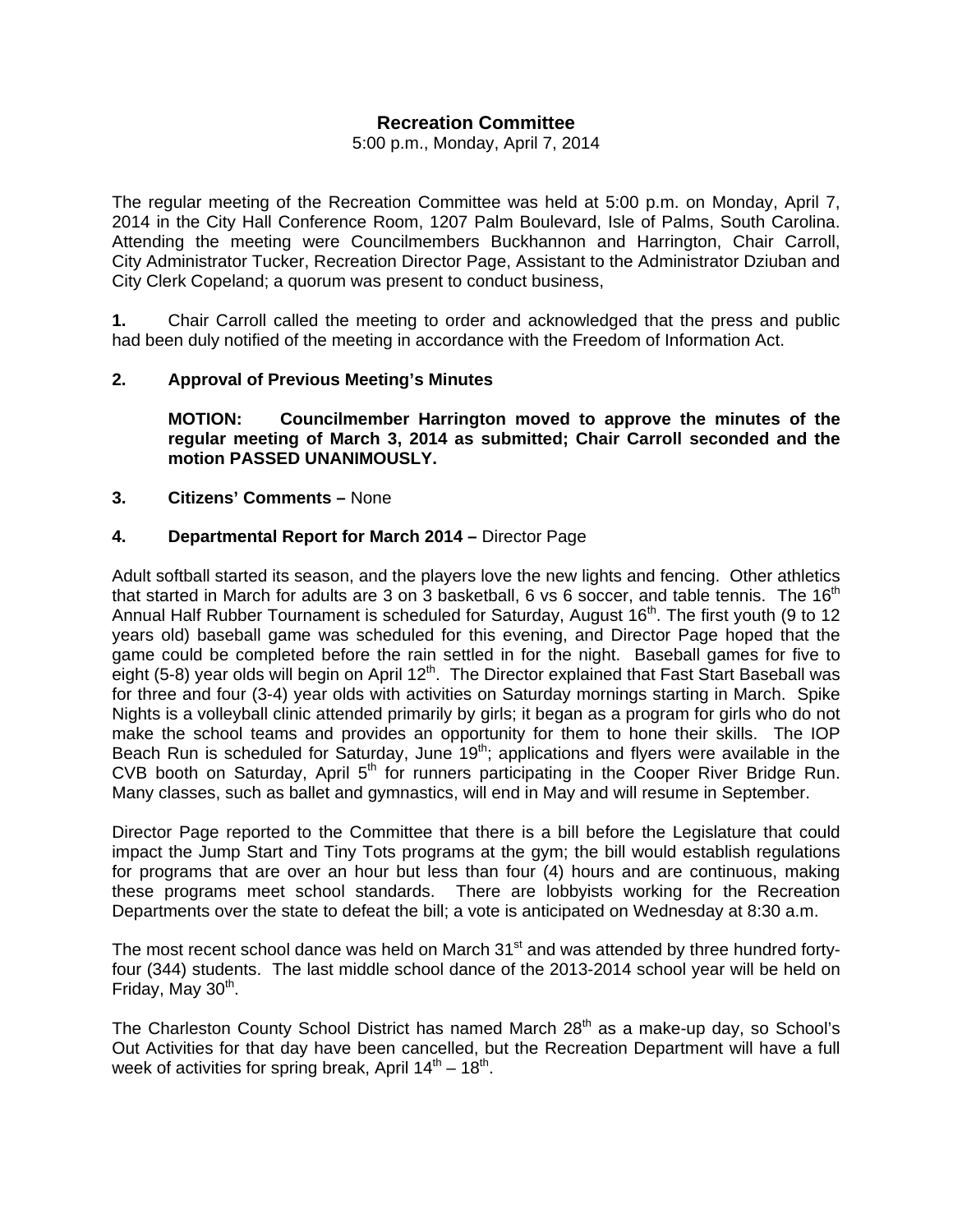# Recreation Committee

5:00 p.m., Monday, April 7, 2014

The regular meeting of the Recreation Committee was held at 5:00 p.m. on Monday, April 7, 2014 in the City Hall Conference Room, 1207 Palm Boulevard, Isle of Palms, South Carolina. Attending the meeting were Councilmembers Buckhannon and Harrington, Chair Carroll, City Administrator Tucker, Recreation Director Page, Assistant to the Administrator Dziuban and City Clerk Copeland; a quorum was present to conduct business,

**1.** Chair Carroll called the meeting to order and acknowledged that the press and public had been duly notified of the meeting in accordance with the Freedom of Information Act.

**2. Approval of Previous Meeting's Minutes**

**MOTION: Councilmember Harrington moved to approve the minutes of the regular meeting of March 3, 2014 as submitted; Chair Carroll seconded and the motion PASSED UNANIMOUSLY.**

**3. Citizens' Comments –** None

**4. Departmental Report for March 2014 –** Director Page

Adult softball started its season, and the players love the new lights and fencing. Other athletics that started in March for adults are 3 on 3 basketball, 6 vs 6 soccer, and table tennis. The 16th Annual Half Rubber Tournament is scheduled for Saturday, August 16th. The first youth (9 to 12 years old) baseball game was scheduled for this evening, and Director Page hoped that the game could be completed before the rain settled in for the night. Baseball games for five to eight (5-8) year olds will begin on April 12th. The Director explained that Fast Start Baseball was for three and four (3-4) year olds with activities on Saturday mornings starting in March. Spike Nights is a volleyball clinic attended primarily by girls; it began as a program for girls who do not make the school teams and provides an opportunity for them to hone their skills. The IOP Beach Run is scheduled for Saturday, June 19th; applications and flyers were available in the CVB booth on Saturday, April 5th for runners participating in the Cooper River Bridge Run. Many classes, such as ballet and gymnastics, will end in May and will resume in September.

Director Page reported to the Committee that there is a bill before the Legislature that could impact the Jump Start and Tiny Tots programs at the gym; the bill would establish regulations for programs that are over an hour but less than four (4) hours and are continuous, making these programs meet school standards. There are lobbyists working for the Recreation Departments over the state to defeat the bill; a vote is anticipated on Wednesday at 8:30 a.m.

The most recent school dance was held on March 31st and was attended by three hundred forty-four (344) students. The last middle school dance of the 2013-2014 school year will be held on Friday, May 30th.

The Charleston County School District has named March 28th as a make-up day, so School's Out Activities for that day have been cancelled, but the Recreation Department will have a full week of activities for spring break, April 14th – 18th.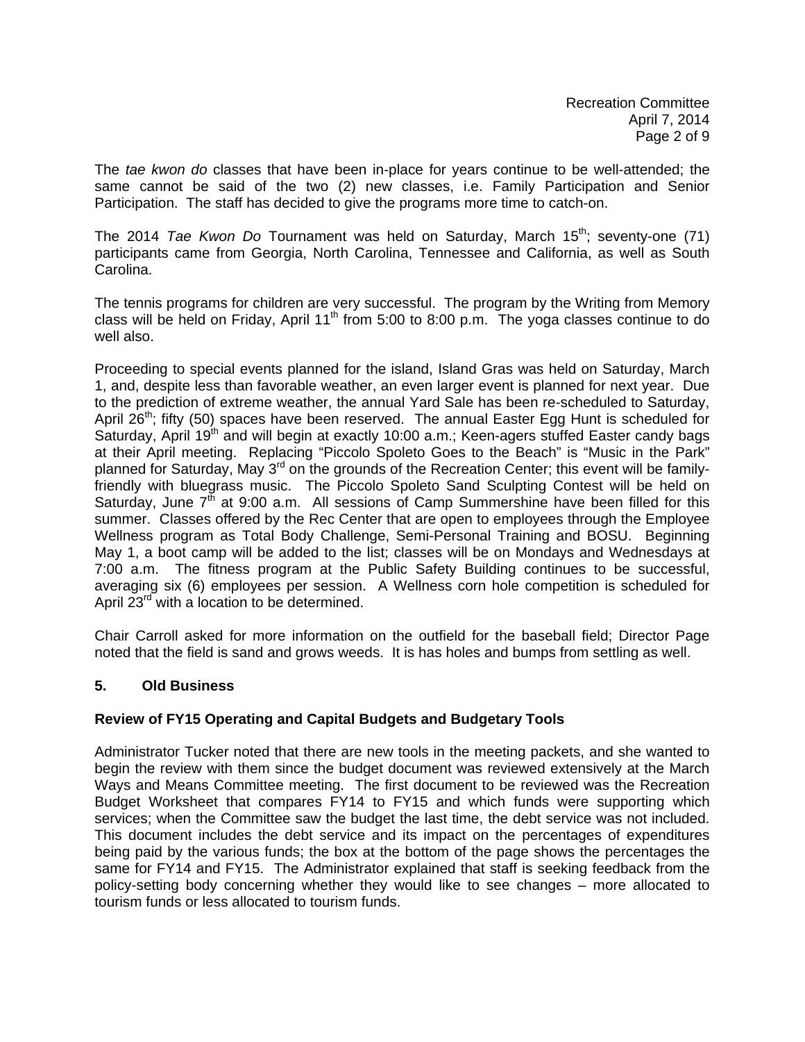The *tae kwon do* classes that have been in-place for years continue to be well-attended; the same cannot be said of the two (2) new classes, i.e. Family Participation and Senior Participation. The staff has decided to give the programs more time to catch-on.

The 2014 *Tae Kwon Do* Tournament was held on Saturday, March 15th; seventy-one (71) participants came from Georgia, North Carolina, Tennessee and California, as well as South Carolina.

The tennis programs for children are very successful. The program by the Writing from Memory class will be held on Friday, April 11th from 5:00 to 8:00 p.m. The yoga classes continue to do well also.

Proceeding to special events planned for the island, Island Gras was held on Saturday, March 1, and, despite less than favorable weather, an even larger event is planned for next year. Due to the prediction of extreme weather, the annual Yard Sale has been re-scheduled to Saturday, April 26th; fifty (50) spaces have been reserved. The annual Easter Egg Hunt is scheduled for Saturday, April 19th and will begin at exactly 10:00 a.m.; Keen-agers stuffed Easter candy bags at their April meeting. Replacing "Piccolo Spoleto Goes to the Beach" is "Music in the Park" planned for Saturday, May 3rd on the grounds of the Recreation Center; this event will be family-friendly with bluegrass music. The Piccolo Spoleto Sand Sculpting Contest will be held on Saturday, June 7th at 9:00 a.m. All sessions of Camp Summershine have been filled for this summer. Classes offered by the Rec Center that are open to employees through the Employee Wellness program as Total Body Challenge, Semi-Personal Training and BOSU. Beginning May 1, a boot camp will be added to the list; classes will be on Mondays and Wednesdays at 7:00 a.m. The fitness program at the Public Safety Building continues to be successful, averaging six (6) employees per session. A Wellness corn hole competition is scheduled for April 23rd with a location to be determined.

Chair Carroll asked for more information on the outfield for the baseball field; Director Page noted that the field is sand and grows weeds. It is has holes and bumps from settling as well.

## 5. Old Business

### Review of FY15 Operating and Capital Budgets and Budgetary Tools

Administrator Tucker noted that there are new tools in the meeting packets, and she wanted to begin the review with them since the budget document was reviewed extensively at the March Ways and Means Committee meeting. The first document to be reviewed was the Recreation Budget Worksheet that compares FY14 to FY15 and which funds were supporting which services; when the Committee saw the budget the last time, the debt service was not included. This document includes the debt service and its impact on the percentages of expenditures being paid by the various funds; the box at the bottom of the page shows the percentages the same for FY14 and FY15. The Administrator explained that staff is seeking feedback from the policy-setting body concerning whether they would like to see changes – more allocated to tourism funds or less allocated to tourism funds.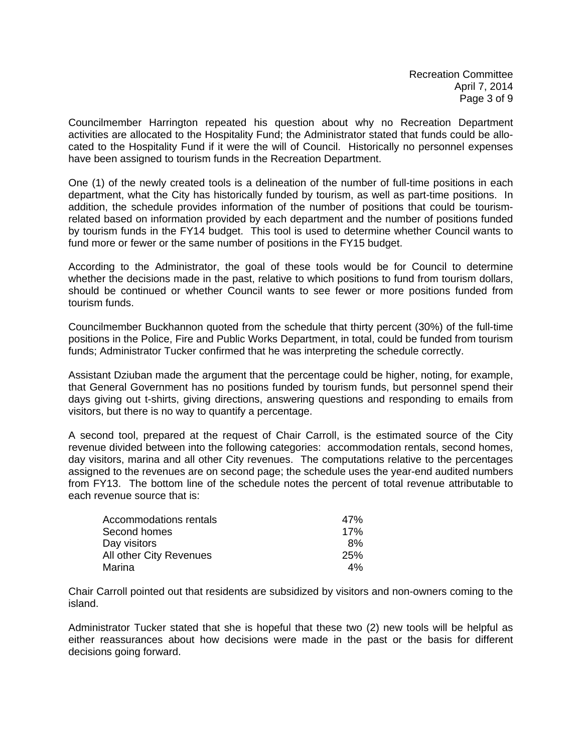Councilmember Harrington repeated his question about why no Recreation Department activities are allocated to the Hospitality Fund; the Administrator stated that funds could be allocated to the Hospitality Fund if it were the will of Council. Historically no personnel expenses have been assigned to tourism funds in the Recreation Department.

One (1) of the newly created tools is a delineation of the number of full-time positions in each department, what the City has historically funded by tourism, as well as part-time positions. In addition, the schedule provides information of the number of positions that could be tourism-related based on information provided by each department and the number of positions funded by tourism funds in the FY14 budget. This tool is used to determine whether Council wants to fund more or fewer or the same number of positions in the FY15 budget.

According to the Administrator, the goal of these tools would be for Council to determine whether the decisions made in the past, relative to which positions to fund from tourism dollars, should be continued or whether Council wants to see fewer or more positions funded from tourism funds.

Councilmember Buckhannon quoted from the schedule that thirty percent (30%) of the full-time positions in the Police, Fire and Public Works Department, in total, could be funded from tourism funds; Administrator Tucker confirmed that he was interpreting the schedule correctly.

Assistant Dziuban made the argument that the percentage could be higher, noting, for example, that General Government has no positions funded by tourism funds, but personnel spend their days giving out t-shirts, giving directions, answering questions and responding to emails from visitors, but there is no way to quantify a percentage.

A second tool, prepared at the request of Chair Carroll, is the estimated source of the City revenue divided between into the following categories: accommodation rentals, second homes, day visitors, marina and all other City revenues. The computations relative to the percentages assigned to the revenues are on second page; the schedule uses the year-end audited numbers from FY13. The bottom line of the schedule notes the percent of total revenue attributable to each revenue source that is:

| | |
|---|---|
| Accommodations rentals | 47% |
| Second homes | 17% |
| Day visitors | 8% |
| All other City Revenues | 25% |
| Marina | 4% |

Chair Carroll pointed out that residents are subsidized by visitors and non-owners coming to the island.

Administrator Tucker stated that she is hopeful that these two (2) new tools will be helpful as either reassurances about how decisions were made in the past or the basis for different decisions going forward.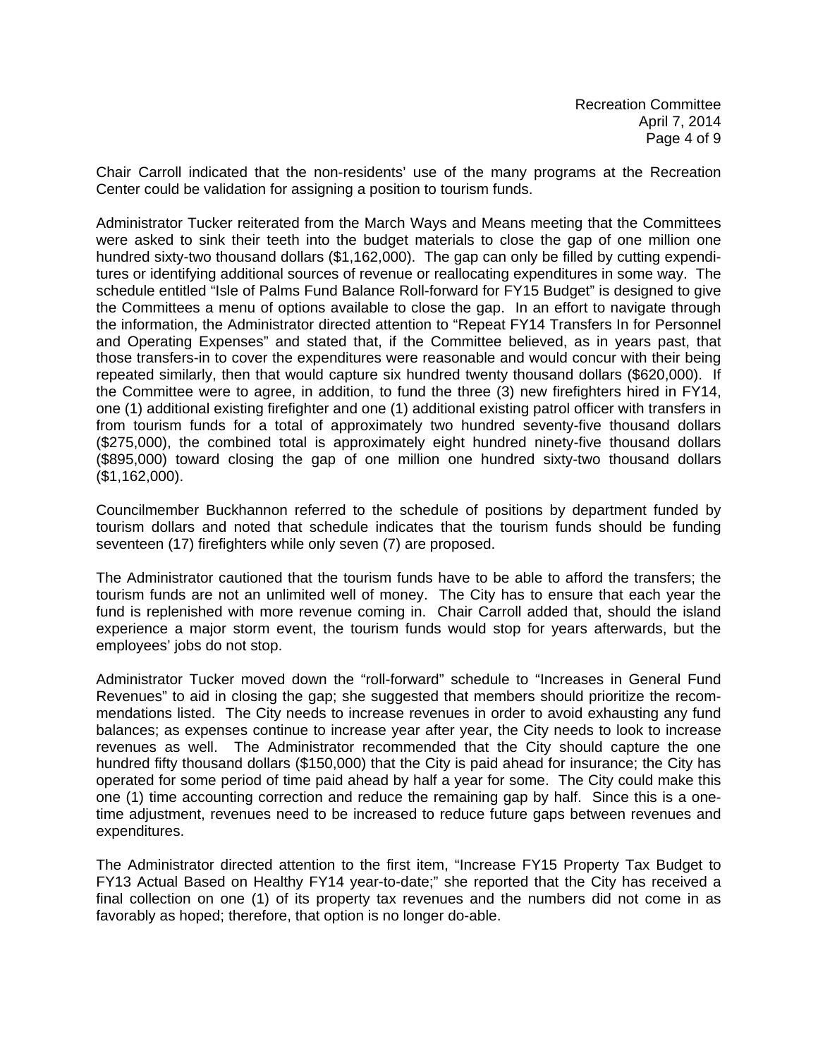Chair Carroll indicated that the non-residents' use of the many programs at the Recreation Center could be validation for assigning a position to tourism funds.

Administrator Tucker reiterated from the March Ways and Means meeting that the Committees were asked to sink their teeth into the budget materials to close the gap of one million one hundred sixty-two thousand dollars ($1,162,000). The gap can only be filled by cutting expenditures or identifying additional sources of revenue or reallocating expenditures in some way. The schedule entitled "Isle of Palms Fund Balance Roll-forward for FY15 Budget" is designed to give the Committees a menu of options available to close the gap. In an effort to navigate through the information, the Administrator directed attention to "Repeat FY14 Transfers In for Personnel and Operating Expenses" and stated that, if the Committee believed, as in years past, that those transfers-in to cover the expenditures were reasonable and would concur with their being repeated similarly, then that would capture six hundred twenty thousand dollars ($620,000). If the Committee were to agree, in addition, to fund the three (3) new firefighters hired in FY14, one (1) additional existing firefighter and one (1) additional existing patrol officer with transfers in from tourism funds for a total of approximately two hundred seventy-five thousand dollars ($275,000), the combined total is approximately eight hundred ninety-five thousand dollars ($895,000) toward closing the gap of one million one hundred sixty-two thousand dollars ($1,162,000).

Councilmember Buckhannon referred to the schedule of positions by department funded by tourism dollars and noted that schedule indicates that the tourism funds should be funding seventeen (17) firefighters while only seven (7) are proposed.

The Administrator cautioned that the tourism funds have to be able to afford the transfers; the tourism funds are not an unlimited well of money. The City has to ensure that each year the fund is replenished with more revenue coming in. Chair Carroll added that, should the island experience a major storm event, the tourism funds would stop for years afterwards, but the employees' jobs do not stop.

Administrator Tucker moved down the "roll-forward" schedule to "Increases in General Fund Revenues" to aid in closing the gap; she suggested that members should prioritize the recommendations listed. The City needs to increase revenues in order to avoid exhausting any fund balances; as expenses continue to increase year after year, the City needs to look to increase revenues as well. The Administrator recommended that the City should capture the one hundred fifty thousand dollars ($150,000) that the City is paid ahead for insurance; the City has operated for some period of time paid ahead by half a year for some. The City could make this one (1) time accounting correction and reduce the remaining gap by half. Since this is a one-time adjustment, revenues need to be increased to reduce future gaps between revenues and expenditures.

The Administrator directed attention to the first item, "Increase FY15 Property Tax Budget to FY13 Actual Based on Healthy FY14 year-to-date;" she reported that the City has received a final collection on one (1) of its property tax revenues and the numbers did not come in as favorably as hoped; therefore, that option is no longer do-able.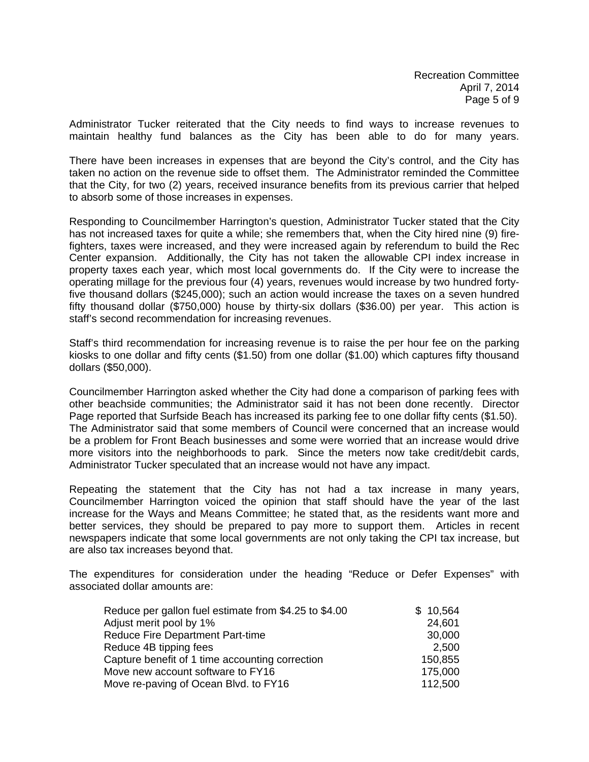Administrator Tucker reiterated that the City needs to find ways to increase revenues to maintain healthy fund balances as the City has been able to do for many years.

There have been increases in expenses that are beyond the City's control, and the City has taken no action on the revenue side to offset them. The Administrator reminded the Committee that the City, for two (2) years, received insurance benefits from its previous carrier that helped to absorb some of those increases in expenses.

Responding to Councilmember Harrington's question, Administrator Tucker stated that the City has not increased taxes for quite a while; she remembers that, when the City hired nine (9) fire-fighters, taxes were increased, and they were increased again by referendum to build the Rec Center expansion. Additionally, the City has not taken the allowable CPI index increase in property taxes each year, which most local governments do. If the City were to increase the operating millage for the previous four (4) years, revenues would increase by two hundred forty-five thousand dollars ($245,000); such an action would increase the taxes on a seven hundred fifty thousand dollar ($750,000) house by thirty-six dollars ($36.00) per year. This action is staff's second recommendation for increasing revenues.

Staff's third recommendation for increasing revenue is to raise the per hour fee on the parking kiosks to one dollar and fifty cents ($1.50) from one dollar ($1.00) which captures fifty thousand dollars ($50,000).

Councilmember Harrington asked whether the City had done a comparison of parking fees with other beachside communities; the Administrator said it has not been done recently. Director Page reported that Surfside Beach has increased its parking fee to one dollar fifty cents ($1.50). The Administrator said that some members of Council were concerned that an increase would be a problem for Front Beach businesses and some were worried that an increase would drive more visitors into the neighborhoods to park. Since the meters now take credit/debit cards, Administrator Tucker speculated that an increase would not have any impact.

Repeating the statement that the City has not had a tax increase in many years, Councilmember Harrington voiced the opinion that staff should have the year of the last increase for the Ways and Means Committee; he stated that, as the residents want more and better services, they should be prepared to pay more to support them. Articles in recent newspapers indicate that some local governments are not only taking the CPI tax increase, but are also tax increases beyond that.

The expenditures for consideration under the heading "Reduce or Defer Expenses" with associated dollar amounts are:

| | |
|---|---:|
| Reduce per gallon fuel estimate from $4.25 to $4.00 | $ 10,564 |
| Adjust merit pool by 1% | 24,601 |
| Reduce Fire Department Part-time | 30,000 |
| Reduce 4B tipping fees | 2,500 |
| Capture benefit of 1 time accounting correction | 150,855 |
| Move new account software to FY16 | 175,000 |
| Move re-paving of Ocean Blvd. to FY16 | 112,500 |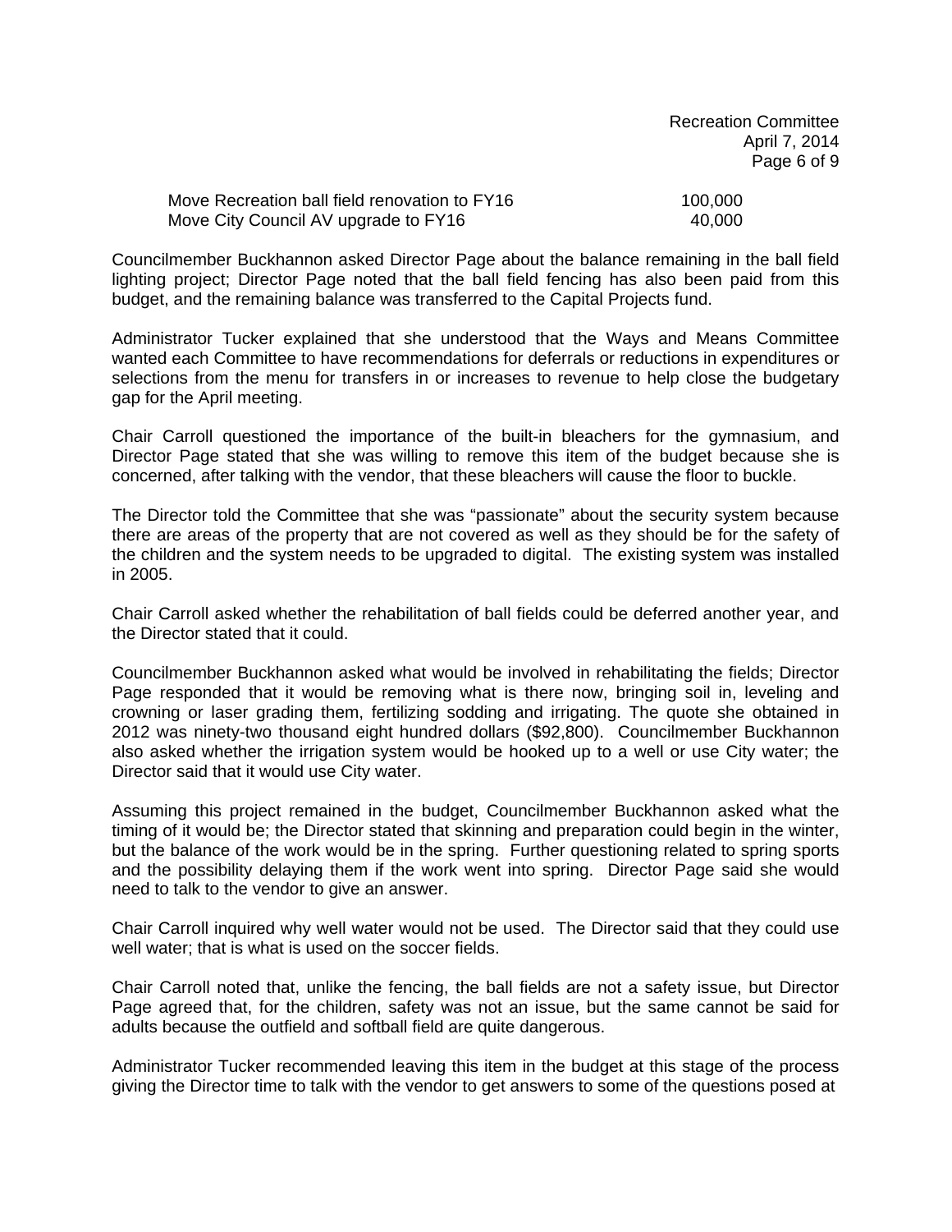| | |
|---|---|
| Move Recreation ball field renovation to FY16 | 100,000 |
| Move City Council AV upgrade to FY16 | 40,000 |

Councilmember Buckhannon asked Director Page about the balance remaining in the ball field lighting project; Director Page noted that the ball field fencing has also been paid from this budget, and the remaining balance was transferred to the Capital Projects fund.

Administrator Tucker explained that she understood that the Ways and Means Committee wanted each Committee to have recommendations for deferrals or reductions in expenditures or selections from the menu for transfers in or increases to revenue to help close the budgetary gap for the April meeting.

Chair Carroll questioned the importance of the built-in bleachers for the gymnasium, and Director Page stated that she was willing to remove this item of the budget because she is concerned, after talking with the vendor, that these bleachers will cause the floor to buckle.

The Director told the Committee that she was "passionate" about the security system because there are areas of the property that are not covered as well as they should be for the safety of the children and the system needs to be upgraded to digital. The existing system was installed in 2005.

Chair Carroll asked whether the rehabilitation of ball fields could be deferred another year, and the Director stated that it could.

Councilmember Buckhannon asked what would be involved in rehabilitating the fields; Director Page responded that it would be removing what is there now, bringing soil in, leveling and crowning or laser grading them, fertilizing sodding and irrigating. The quote she obtained in 2012 was ninety-two thousand eight hundred dollars ($92,800). Councilmember Buckhannon also asked whether the irrigation system would be hooked up to a well or use City water; the Director said that it would use City water.

Assuming this project remained in the budget, Councilmember Buckhannon asked what the timing of it would be; the Director stated that skinning and preparation could begin in the winter, but the balance of the work would be in the spring. Further questioning related to spring sports and the possibility delaying them if the work went into spring. Director Page said she would need to talk to the vendor to give an answer.

Chair Carroll inquired why well water would not be used. The Director said that they could use well water; that is what is used on the soccer fields.

Chair Carroll noted that, unlike the fencing, the ball fields are not a safety issue, but Director Page agreed that, for the children, safety was not an issue, but the same cannot be said for adults because the outfield and softball field are quite dangerous.

Administrator Tucker recommended leaving this item in the budget at this stage of the process giving the Director time to talk with the vendor to get answers to some of the questions posed at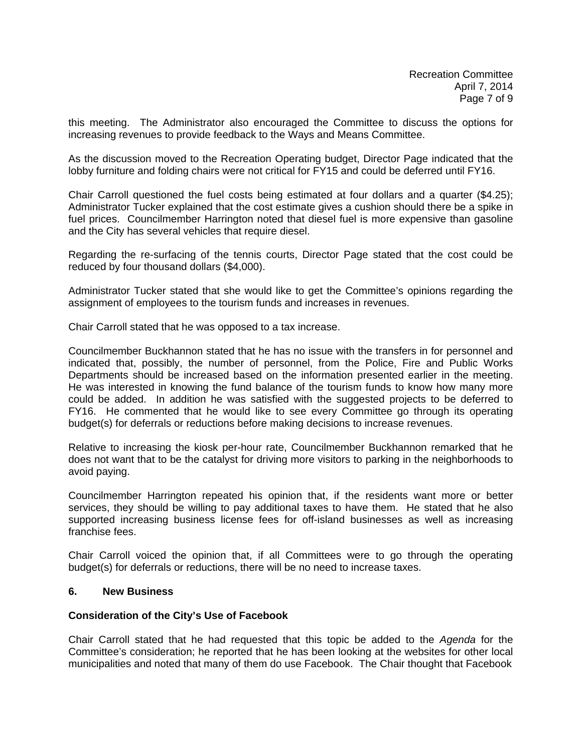this meeting. The Administrator also encouraged the Committee to discuss the options for increasing revenues to provide feedback to the Ways and Means Committee.

As the discussion moved to the Recreation Operating budget, Director Page indicated that the lobby furniture and folding chairs were not critical for FY15 and could be deferred until FY16.

Chair Carroll questioned the fuel costs being estimated at four dollars and a quarter ($4.25); Administrator Tucker explained that the cost estimate gives a cushion should there be a spike in fuel prices. Councilmember Harrington noted that diesel fuel is more expensive than gasoline and the City has several vehicles that require diesel.

Regarding the re-surfacing of the tennis courts, Director Page stated that the cost could be reduced by four thousand dollars ($4,000).

Administrator Tucker stated that she would like to get the Committee's opinions regarding the assignment of employees to the tourism funds and increases in revenues.

Chair Carroll stated that he was opposed to a tax increase.

Councilmember Buckhannon stated that he has no issue with the transfers in for personnel and indicated that, possibly, the number of personnel, from the Police, Fire and Public Works Departments should be increased based on the information presented earlier in the meeting. He was interested in knowing the fund balance of the tourism funds to know how many more could be added. In addition he was satisfied with the suggested projects to be deferred to FY16. He commented that he would like to see every Committee go through its operating budget(s) for deferrals or reductions before making decisions to increase revenues.

Relative to increasing the kiosk per-hour rate, Councilmember Buckhannon remarked that he does not want that to be the catalyst for driving more visitors to parking in the neighborhoods to avoid paying.

Councilmember Harrington repeated his opinion that, if the residents want more or better services, they should be willing to pay additional taxes to have them. He stated that he also supported increasing business license fees for off-island businesses as well as increasing franchise fees.

Chair Carroll voiced the opinion that, if all Committees were to go through the operating budget(s) for deferrals or reductions, there will be no need to increase taxes.

## 6. New Business

**Consideration of the City's Use of Facebook**

Chair Carroll stated that he had requested that this topic be added to the *Agenda* for the Committee's consideration; he reported that he has been looking at the websites for other local municipalities and noted that many of them do use Facebook. The Chair thought that Facebook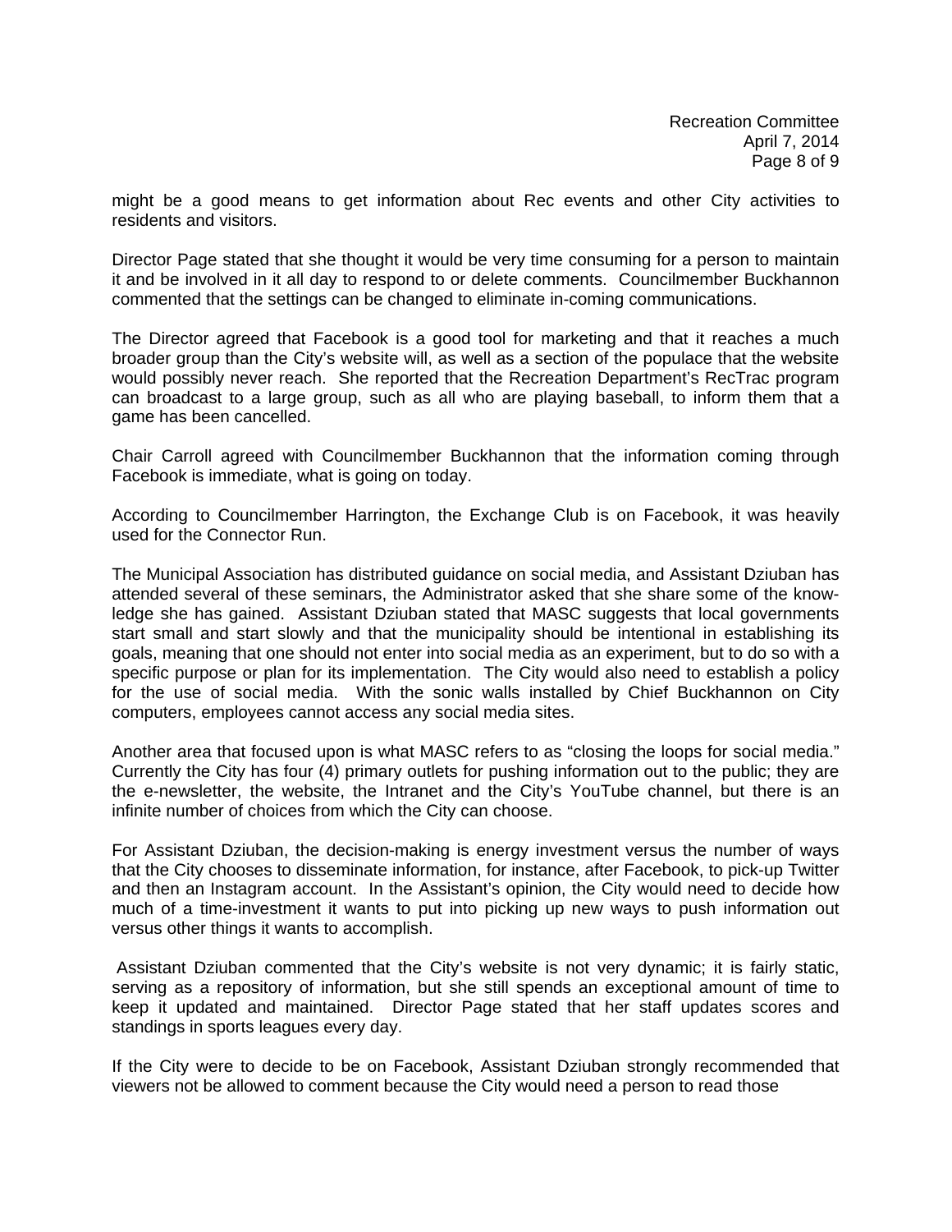might be a good means to get information about Rec events and other City activities to residents and visitors.

Director Page stated that she thought it would be very time consuming for a person to maintain it and be involved in it all day to respond to or delete comments. Councilmember Buckhannon commented that the settings can be changed to eliminate in-coming communications.

The Director agreed that Facebook is a good tool for marketing and that it reaches a much broader group than the City's website will, as well as a section of the populace that the website would possibly never reach. She reported that the Recreation Department's RecTrac program can broadcast to a large group, such as all who are playing baseball, to inform them that a game has been cancelled.

Chair Carroll agreed with Councilmember Buckhannon that the information coming through Facebook is immediate, what is going on today.

According to Councilmember Harrington, the Exchange Club is on Facebook, it was heavily used for the Connector Run.

The Municipal Association has distributed guidance on social media, and Assistant Dziuban has attended several of these seminars, the Administrator asked that she share some of the knowledge she has gained. Assistant Dziuban stated that MASC suggests that local governments start small and start slowly and that the municipality should be intentional in establishing its goals, meaning that one should not enter into social media as an experiment, but to do so with a specific purpose or plan for its implementation. The City would also need to establish a policy for the use of social media. With the sonic walls installed by Chief Buckhannon on City computers, employees cannot access any social media sites.

Another area that focused upon is what MASC refers to as "closing the loops for social media." Currently the City has four (4) primary outlets for pushing information out to the public; they are the e-newsletter, the website, the Intranet and the City's YouTube channel, but there is an infinite number of choices from which the City can choose.

For Assistant Dziuban, the decision-making is energy investment versus the number of ways that the City chooses to disseminate information, for instance, after Facebook, to pick-up Twitter and then an Instagram account. In the Assistant's opinion, the City would need to decide how much of a time-investment it wants to put into picking up new ways to push information out versus other things it wants to accomplish.

Assistant Dziuban commented that the City's website is not very dynamic; it is fairly static, serving as a repository of information, but she still spends an exceptional amount of time to keep it updated and maintained. Director Page stated that her staff updates scores and standings in sports leagues every day.

If the City were to decide to be on Facebook, Assistant Dziuban strongly recommended that viewers not be allowed to comment because the City would need a person to read those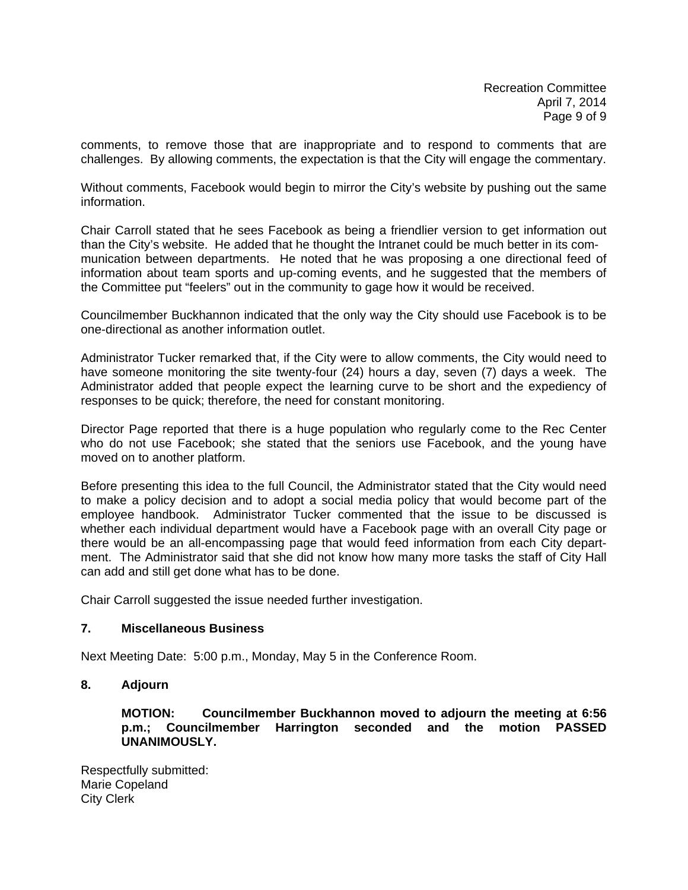comments, to remove those that are inappropriate and to respond to comments that are challenges. By allowing comments, the expectation is that the City will engage the commentary.

Without comments, Facebook would begin to mirror the City's website by pushing out the same information.

Chair Carroll stated that he sees Facebook as being a friendlier version to get information out than the City's website. He added that he thought the Intranet could be much better in its communication between departments. He noted that he was proposing a one directional feed of information about team sports and up-coming events, and he suggested that the members of the Committee put "feelers" out in the community to gage how it would be received.

Councilmember Buckhannon indicated that the only way the City should use Facebook is to be one-directional as another information outlet.

Administrator Tucker remarked that, if the City were to allow comments, the City would need to have someone monitoring the site twenty-four (24) hours a day, seven (7) days a week. The Administrator added that people expect the learning curve to be short and the expediency of responses to be quick; therefore, the need for constant monitoring.

Director Page reported that there is a huge population who regularly come to the Rec Center who do not use Facebook; she stated that the seniors use Facebook, and the young have moved on to another platform.

Before presenting this idea to the full Council, the Administrator stated that the City would need to make a policy decision and to adopt a social media policy that would become part of the employee handbook. Administrator Tucker commented that the issue to be discussed is whether each individual department would have a Facebook page with an overall City page or there would be an all-encompassing page that would feed information from each City department. The Administrator said that she did not know how many more tasks the staff of City Hall can add and still get done what has to be done.

Chair Carroll suggested the issue needed further investigation.

**7. Miscellaneous Business**

Next Meeting Date: 5:00 p.m., Monday, May 5 in the Conference Room.

**8. Adjourn**

**MOTION: Councilmember Buckhannon moved to adjourn the meeting at 6:56 p.m.; Councilmember Harrington seconded and the motion PASSED UNANIMOUSLY.**

Respectfully submitted:
Marie Copeland
City Clerk